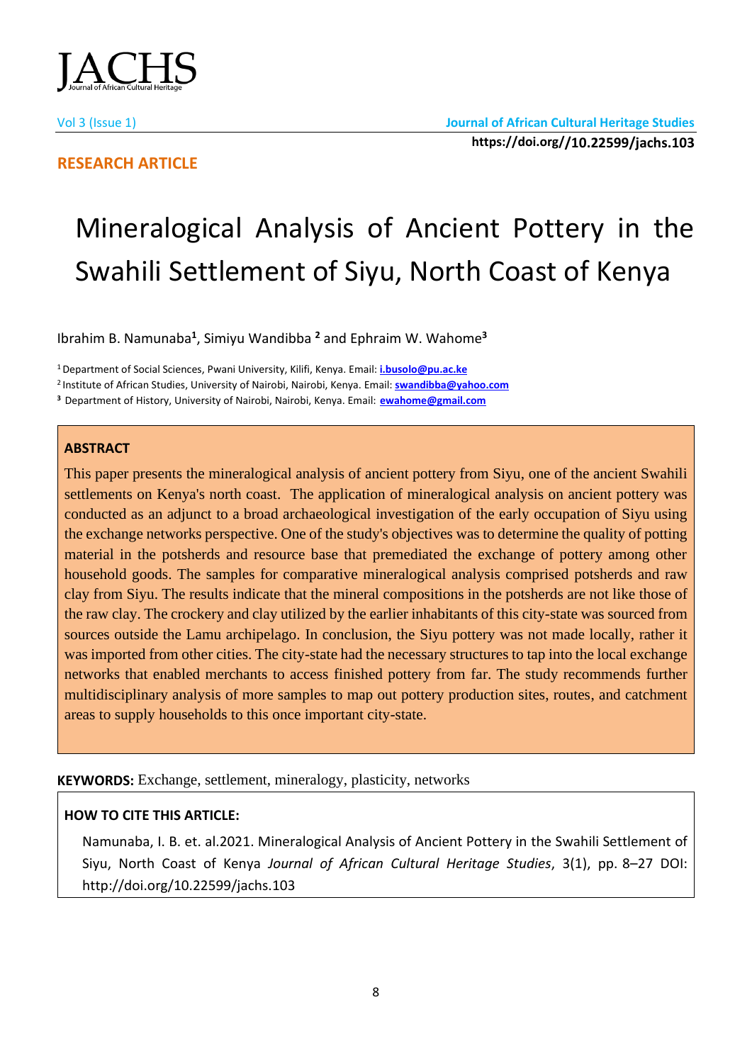Vol 3 (Issue 1) **Journal of African Cultural Heritage Studies**

**https://doi.org//10.22599/jachs.103**

**RESEARCH ARTICLE**

# Mineralogical Analysis of Ancient Pottery in the Swahili Settlement of Siyu, North Coast of Kenya

Ibrahim B. Namunaba[1], Simiyu Wandibba [2] and Ephraim W. Wahome[3]

[1] Department of Social Sciences, Pwani University, Kilifi, Kenya. Email: **i.busolo@pu.ac.ke**

[2] Institute of African Studies, University of Nairobi, Nairobi, Kenya. Email: **swandibba@yahoo.com**

[3] Department of History, University of Nairobi, Nairobi, Kenya. Email: **ewahome@gmail.com**

**ABSTRACT**

This paper presents the mineralogical analysis of ancient pottery from Siyu, one of the ancient Swahili settlements on Kenya's north coast. The application of mineralogical analysis on ancient pottery was conducted as an adjunct to a broad archaeological investigation of the early occupation of Siyu using the exchange networks perspective. One of the study's objectives was to determine the quality of potting material in the potsherds and resource base that premediated the exchange of pottery among other household goods. The samples for comparative mineralogical analysis comprised potsherds and raw clay from Siyu. The results indicate that the mineral compositions in the potsherds are not like those of the raw clay. The crockery and clay utilized by the earlier inhabitants of this city-state was sourced from sources outside the Lamu archipelago. In conclusion, the Siyu pottery was not made locally, rather it was imported from other cities. The city-state had the necessary structures to tap into the local exchange networks that enabled merchants to access finished pottery from far. The study recommends further multidisciplinary analysis of more samples to map out pottery production sites, routes, and catchment areas to supply households to this once important city-state.

**KEYWORDS:** Exchange, settlement, mineralogy, plasticity, networks

**HOW TO CITE THIS ARTICLE:**

Namunaba, I. B. et. al.2021. Mineralogical Analysis of Ancient Pottery in the Swahili Settlement of Siyu, North Coast of Kenya *Journal of African Cultural Heritage Studies*, 3(1), pp. 8–27 DOI: http://doi.org/10.22599/jachs.103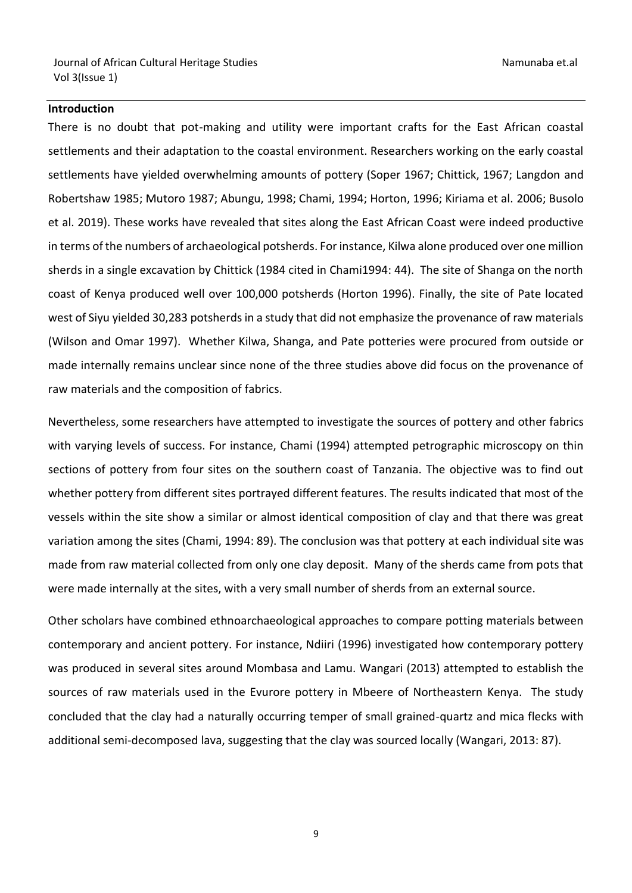## Introduction

There is no doubt that pot-making and utility were important crafts for the East African coastal settlements and their adaptation to the coastal environment. Researchers working on the early coastal settlements have yielded overwhelming amounts of pottery (Soper 1967; Chittick, 1967; Langdon and Robertshaw 1985; Mutoro 1987; Abungu, 1998; Chami, 1994; Horton, 1996; Kiriama et al. 2006; Busolo et al. 2019). These works have revealed that sites along the East African Coast were indeed productive in terms of the numbers of archaeological potsherds. For instance, Kilwa alone produced over one million sherds in a single excavation by Chittick (1984 cited in Chami1994: 44). The site of Shanga on the north coast of Kenya produced well over 100,000 potsherds (Horton 1996). Finally, the site of Pate located west of Siyu yielded 30,283 potsherds in a study that did not emphasize the provenance of raw materials (Wilson and Omar 1997). Whether Kilwa, Shanga, and Pate potteries were procured from outside or made internally remains unclear since none of the three studies above did focus on the provenance of raw materials and the composition of fabrics.

Nevertheless, some researchers have attempted to investigate the sources of pottery and other fabrics with varying levels of success. For instance, Chami (1994) attempted petrographic microscopy on thin sections of pottery from four sites on the southern coast of Tanzania. The objective was to find out whether pottery from different sites portrayed different features. The results indicated that most of the vessels within the site show a similar or almost identical composition of clay and that there was great variation among the sites (Chami, 1994: 89). The conclusion was that pottery at each individual site was made from raw material collected from only one clay deposit. Many of the sherds came from pots that were made internally at the sites, with a very small number of sherds from an external source.

Other scholars have combined ethnoarchaeological approaches to compare potting materials between contemporary and ancient pottery. For instance, Ndiiri (1996) investigated how contemporary pottery was produced in several sites around Mombasa and Lamu. Wangari (2013) attempted to establish the sources of raw materials used in the Evurore pottery in Mbeere of Northeastern Kenya. The study concluded that the clay had a naturally occurring temper of small grained-quartz and mica flecks with additional semi-decomposed lava, suggesting that the clay was sourced locally (Wangari, 2013: 87).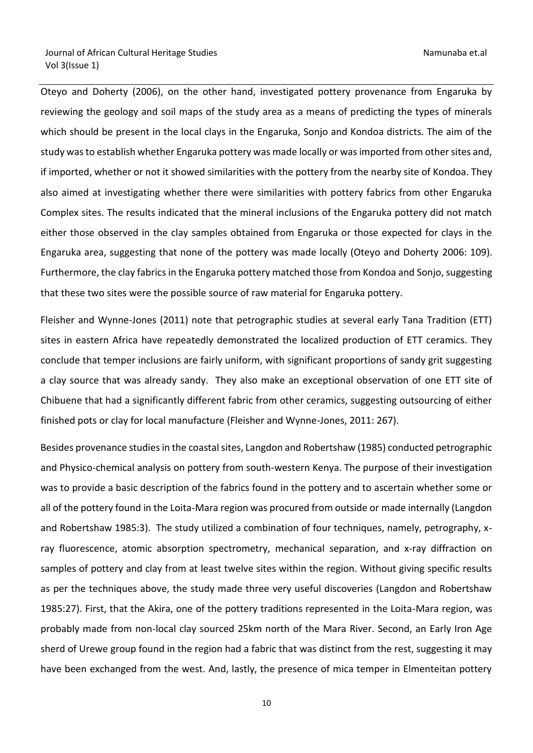Oteyo and Doherty (2006), on the other hand, investigated pottery provenance from Engaruka by reviewing the geology and soil maps of the study area as a means of predicting the types of minerals which should be present in the local clays in the Engaruka, Sonjo and Kondoa districts. The aim of the study was to establish whether Engaruka pottery was made locally or was imported from other sites and, if imported, whether or not it showed similarities with the pottery from the nearby site of Kondoa. They also aimed at investigating whether there were similarities with pottery fabrics from other Engaruka Complex sites. The results indicated that the mineral inclusions of the Engaruka pottery did not match either those observed in the clay samples obtained from Engaruka or those expected for clays in the Engaruka area, suggesting that none of the pottery was made locally (Oteyo and Doherty 2006: 109). Furthermore, the clay fabrics in the Engaruka pottery matched those from Kondoa and Sonjo, suggesting that these two sites were the possible source of raw material for Engaruka pottery.

Fleisher and Wynne-Jones (2011) note that petrographic studies at several early Tana Tradition (ETT) sites in eastern Africa have repeatedly demonstrated the localized production of ETT ceramics. They conclude that temper inclusions are fairly uniform, with significant proportions of sandy grit suggesting a clay source that was already sandy. They also make an exceptional observation of one ETT site of Chibuene that had a significantly different fabric from other ceramics, suggesting outsourcing of either finished pots or clay for local manufacture (Fleisher and Wynne-Jones, 2011: 267).

Besides provenance studies in the coastal sites, Langdon and Robertshaw (1985) conducted petrographic and Physico-chemical analysis on pottery from south-western Kenya. The purpose of their investigation was to provide a basic description of the fabrics found in the pottery and to ascertain whether some or all of the pottery found in the Loita-Mara region was procured from outside or made internally (Langdon and Robertshaw 1985:3). The study utilized a combination of four techniques, namely, petrography, x-ray fluorescence, atomic absorption spectrometry, mechanical separation, and x-ray diffraction on samples of pottery and clay from at least twelve sites within the region. Without giving specific results as per the techniques above, the study made three very useful discoveries (Langdon and Robertshaw 1985:27). First, that the Akira, one of the pottery traditions represented in the Loita-Mara region, was probably made from non-local clay sourced 25km north of the Mara River. Second, an Early Iron Age sherd of Urewe group found in the region had a fabric that was distinct from the rest, suggesting it may have been exchanged from the west. And, lastly, the presence of mica temper in Elmenteitan pottery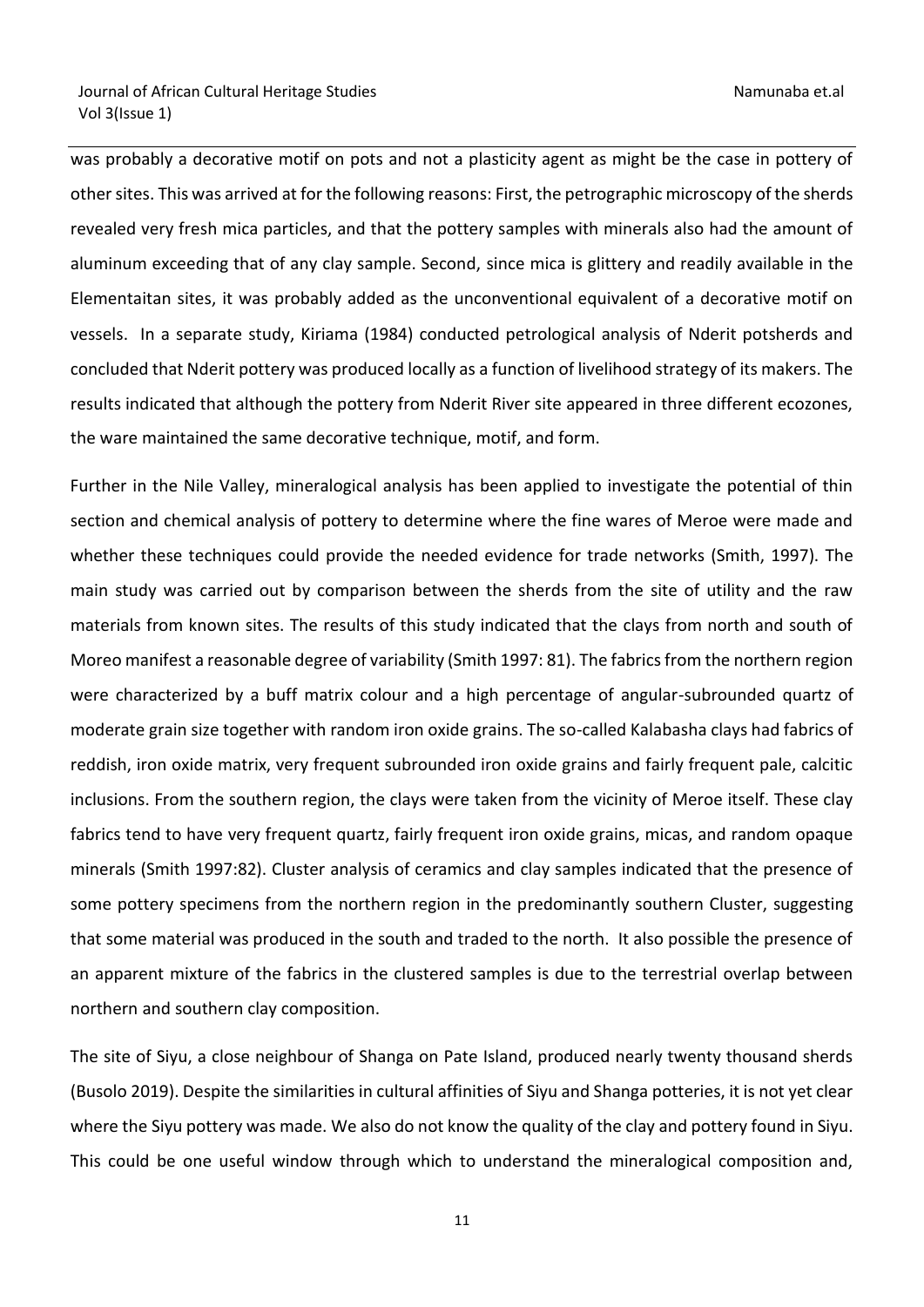was probably a decorative motif on pots and not a plasticity agent as might be the case in pottery of other sites. This was arrived at for the following reasons: First, the petrographic microscopy of the sherds revealed very fresh mica particles, and that the pottery samples with minerals also had the amount of aluminum exceeding that of any clay sample. Second, since mica is glittery and readily available in the Elementaitan sites, it was probably added as the unconventional equivalent of a decorative motif on vessels. In a separate study, Kiriama (1984) conducted petrological analysis of Nderit potsherds and concluded that Nderit pottery was produced locally as a function of livelihood strategy of its makers. The results indicated that although the pottery from Nderit River site appeared in three different ecozones, the ware maintained the same decorative technique, motif, and form.

Further in the Nile Valley, mineralogical analysis has been applied to investigate the potential of thin section and chemical analysis of pottery to determine where the fine wares of Meroe were made and whether these techniques could provide the needed evidence for trade networks (Smith, 1997). The main study was carried out by comparison between the sherds from the site of utility and the raw materials from known sites. The results of this study indicated that the clays from north and south of Moreo manifest a reasonable degree of variability (Smith 1997: 81). The fabrics from the northern region were characterized by a buff matrix colour and a high percentage of angular-subrounded quartz of moderate grain size together with random iron oxide grains. The so-called Kalabasha clays had fabrics of reddish, iron oxide matrix, very frequent subrounded iron oxide grains and fairly frequent pale, calcitic inclusions. From the southern region, the clays were taken from the vicinity of Meroe itself. These clay fabrics tend to have very frequent quartz, fairly frequent iron oxide grains, micas, and random opaque minerals (Smith 1997:82). Cluster analysis of ceramics and clay samples indicated that the presence of some pottery specimens from the northern region in the predominantly southern Cluster, suggesting that some material was produced in the south and traded to the north. It also possible the presence of an apparent mixture of the fabrics in the clustered samples is due to the terrestrial overlap between northern and southern clay composition.

The site of Siyu, a close neighbour of Shanga on Pate Island, produced nearly twenty thousand sherds (Busolo 2019). Despite the similarities in cultural affinities of Siyu and Shanga potteries, it is not yet clear where the Siyu pottery was made. We also do not know the quality of the clay and pottery found in Siyu. This could be one useful window through which to understand the mineralogical composition and,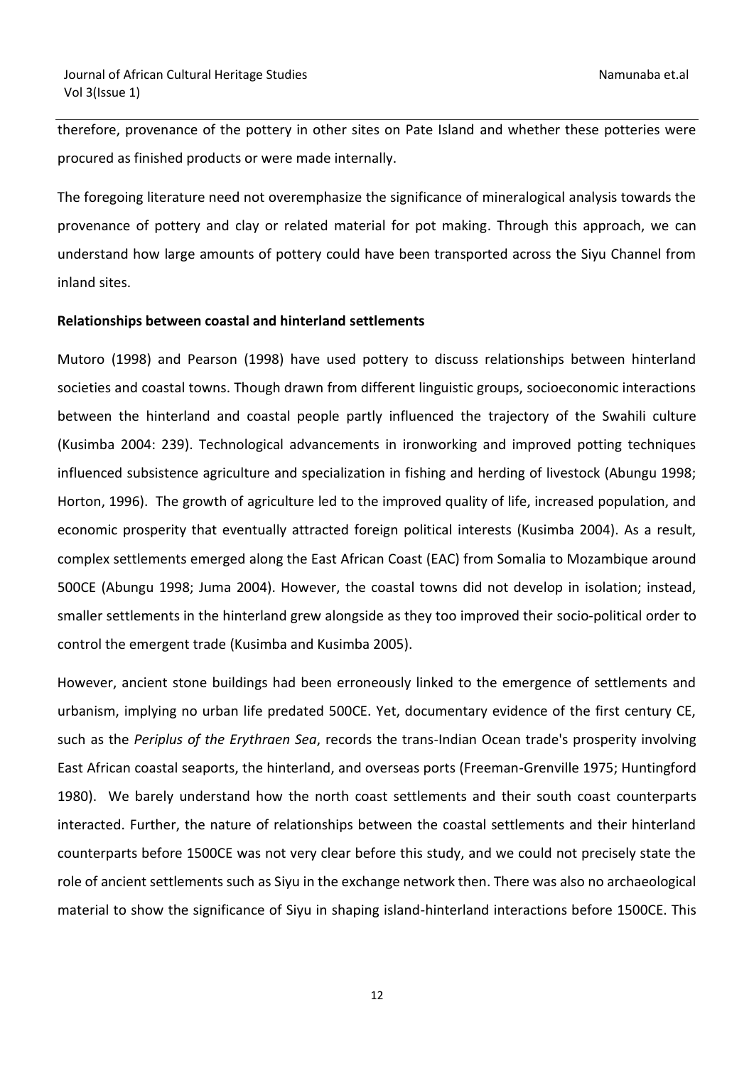therefore, provenance of the pottery in other sites on Pate Island and whether these potteries were procured as finished products or were made internally.

The foregoing literature need not overemphasize the significance of mineralogical analysis towards the provenance of pottery and clay or related material for pot making. Through this approach, we can understand how large amounts of pottery could have been transported across the Siyu Channel from inland sites.

**Relationships between coastal and hinterland settlements**

Mutoro (1998) and Pearson (1998) have used pottery to discuss relationships between hinterland societies and coastal towns. Though drawn from different linguistic groups, socioeconomic interactions between the hinterland and coastal people partly influenced the trajectory of the Swahili culture (Kusimba 2004: 239). Technological advancements in ironworking and improved potting techniques influenced subsistence agriculture and specialization in fishing and herding of livestock (Abungu 1998; Horton, 1996). The growth of agriculture led to the improved quality of life, increased population, and economic prosperity that eventually attracted foreign political interests (Kusimba 2004). As a result, complex settlements emerged along the East African Coast (EAC) from Somalia to Mozambique around 500CE (Abungu 1998; Juma 2004). However, the coastal towns did not develop in isolation; instead, smaller settlements in the hinterland grew alongside as they too improved their socio-political order to control the emergent trade (Kusimba and Kusimba 2005).

However, ancient stone buildings had been erroneously linked to the emergence of settlements and urbanism, implying no urban life predated 500CE. Yet, documentary evidence of the first century CE, such as the *Periplus of the Erythraen Sea*, records the trans-Indian Ocean trade's prosperity involving East African coastal seaports, the hinterland, and overseas ports (Freeman-Grenville 1975; Huntingford 1980). We barely understand how the north coast settlements and their south coast counterparts interacted. Further, the nature of relationships between the coastal settlements and their hinterland counterparts before 1500CE was not very clear before this study, and we could not precisely state the role of ancient settlements such as Siyu in the exchange network then. There was also no archaeological material to show the significance of Siyu in shaping island-hinterland interactions before 1500CE. This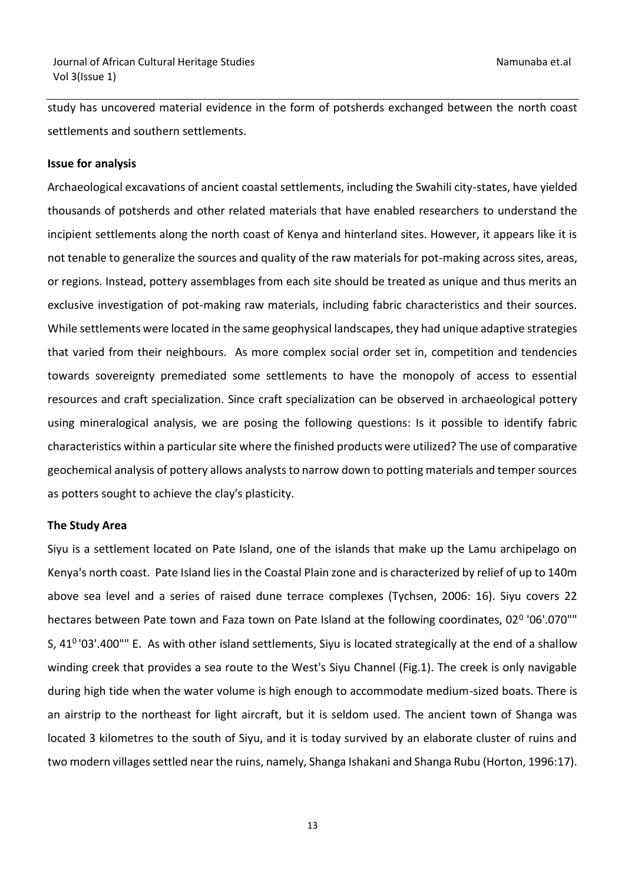study has uncovered material evidence in the form of potsherds exchanged between the north coast settlements and southern settlements.

**Issue for analysis**

Archaeological excavations of ancient coastal settlements, including the Swahili city-states, have yielded thousands of potsherds and other related materials that have enabled researchers to understand the incipient settlements along the north coast of Kenya and hinterland sites. However, it appears like it is not tenable to generalize the sources and quality of the raw materials for pot-making across sites, areas, or regions. Instead, pottery assemblages from each site should be treated as unique and thus merits an exclusive investigation of pot-making raw materials, including fabric characteristics and their sources. While settlements were located in the same geophysical landscapes, they had unique adaptive strategies that varied from their neighbours. As more complex social order set in, competition and tendencies towards sovereignty premediated some settlements to have the monopoly of access to essential resources and craft specialization. Since craft specialization can be observed in archaeological pottery using mineralogical analysis, we are posing the following questions: Is it possible to identify fabric characteristics within a particular site where the finished products were utilized? The use of comparative geochemical analysis of pottery allows analysts to narrow down to potting materials and temper sources as potters sought to achieve the clay's plasticity.

**The Study Area**

Siyu is a settlement located on Pate Island, one of the islands that make up the Lamu archipelago on Kenya's north coast. Pate Island lies in the Coastal Plain zone and is characterized by relief of up to 140m above sea level and a series of raised dune terrace complexes (Tychsen, 2006: 16). Siyu covers 22 hectares between Pate town and Faza town on Pate Island at the following coordinates, $02^0$ '06'.070"" S, $41^0$ '03'.400"" E. As with other island settlements, Siyu is located strategically at the end of a shallow winding creek that provides a sea route to the West's Siyu Channel (Fig.1). The creek is only navigable during high tide when the water volume is high enough to accommodate medium-sized boats. There is an airstrip to the northeast for light aircraft, but it is seldom used. The ancient town of Shanga was located 3 kilometres to the south of Siyu, and it is today survived by an elaborate cluster of ruins and two modern villages settled near the ruins, namely, Shanga Ishakani and Shanga Rubu (Horton, 1996:17).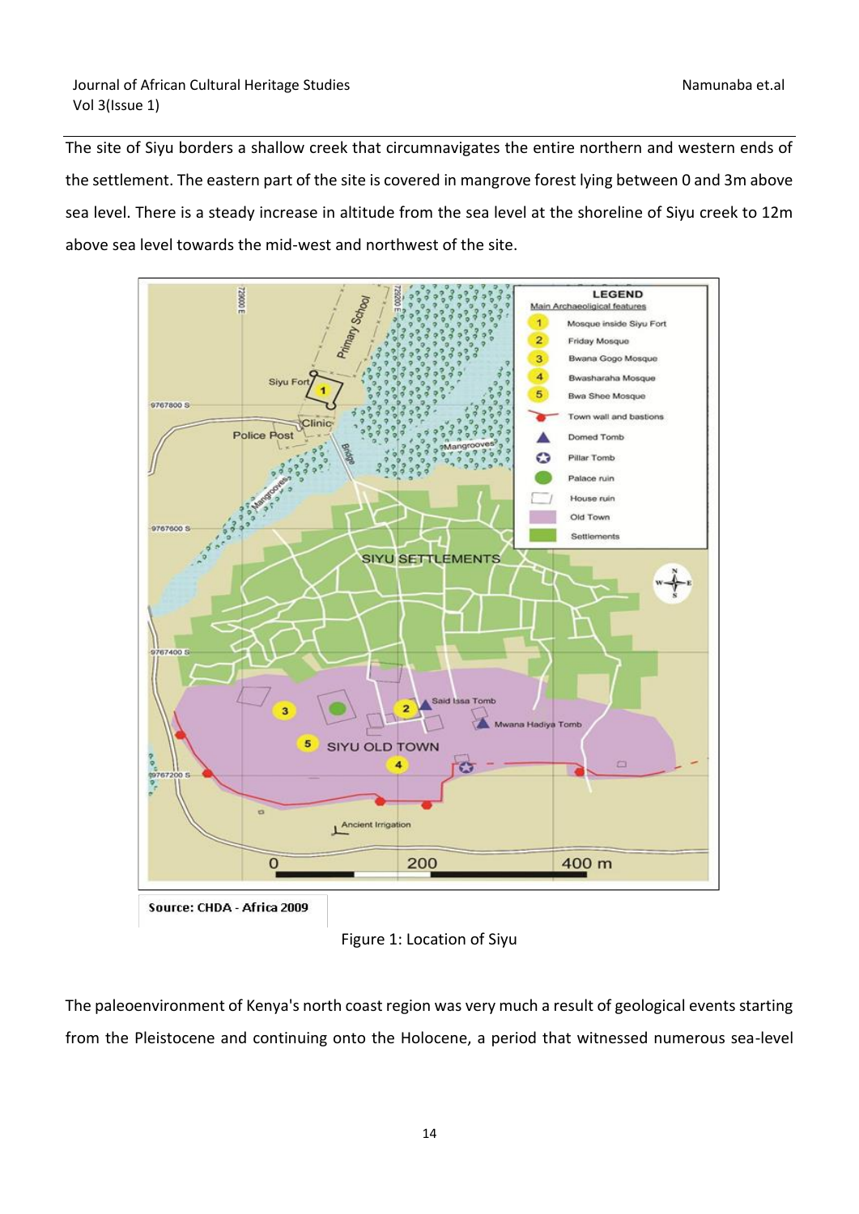The site of Siyu borders a shallow creek that circumnavigates the entire northern and western ends of the settlement. The eastern part of the site is covered in mangrove forest lying between 0 and 3m above sea level. There is a steady increase in altitude from the sea level at the shoreline of Siyu creek to 12m above sea level towards the mid-west and northwest of the site.

Source: CHDA - Africa 2009

Figure 1: Location of Siyu

The paleoenvironment of Kenya's north coast region was very much a result of geological events starting from the Pleistocene and continuing onto the Holocene, a period that witnessed numerous sea-level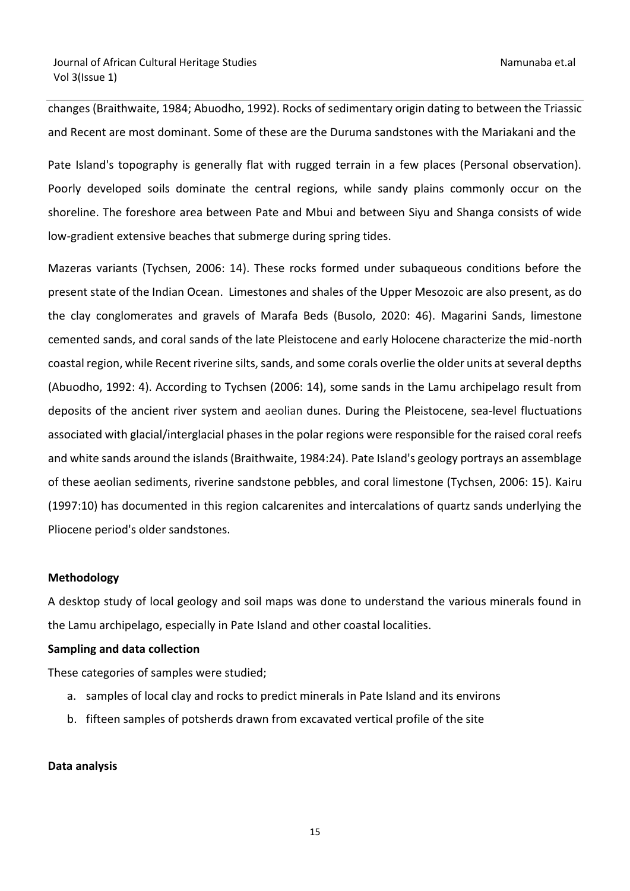changes (Braithwaite, 1984; Abuodho, 1992). Rocks of sedimentary origin dating to between the Triassic and Recent are most dominant. Some of these are the Duruma sandstones with the Mariakani and the

Pate Island's topography is generally flat with rugged terrain in a few places (Personal observation). Poorly developed soils dominate the central regions, while sandy plains commonly occur on the shoreline. The foreshore area between Pate and Mbui and between Siyu and Shanga consists of wide low-gradient extensive beaches that submerge during spring tides.

Mazeras variants (Tychsen, 2006: 14). These rocks formed under subaqueous conditions before the present state of the Indian Ocean. Limestones and shales of the Upper Mesozoic are also present, as do the clay conglomerates and gravels of Marafa Beds (Busolo, 2020: 46). Magarini Sands, limestone cemented sands, and coral sands of the late Pleistocene and early Holocene characterize the mid-north coastal region, while Recent riverine silts, sands, and some corals overlie the older units at several depths (Abuodho, 1992: 4). According to Tychsen (2006: 14), some sands in the Lamu archipelago result from deposits of the ancient river system and aeolian dunes. During the Pleistocene, sea-level fluctuations associated with glacial/interglacial phases in the polar regions were responsible for the raised coral reefs and white sands around the islands (Braithwaite, 1984:24). Pate Island's geology portrays an assemblage of these aeolian sediments, riverine sandstone pebbles, and coral limestone (Tychsen, 2006: 15). Kairu (1997:10) has documented in this region calcarenites and intercalations of quartz sands underlying the Pliocene period's older sandstones.

**Methodology**

A desktop study of local geology and soil maps was done to understand the various minerals found in the Lamu archipelago, especially in Pate Island and other coastal localities.

**Sampling and data collection**

These categories of samples were studied;

a. samples of local clay and rocks to predict minerals in Pate Island and its environs
b. fifteen samples of potsherds drawn from excavated vertical profile of the site

**Data analysis**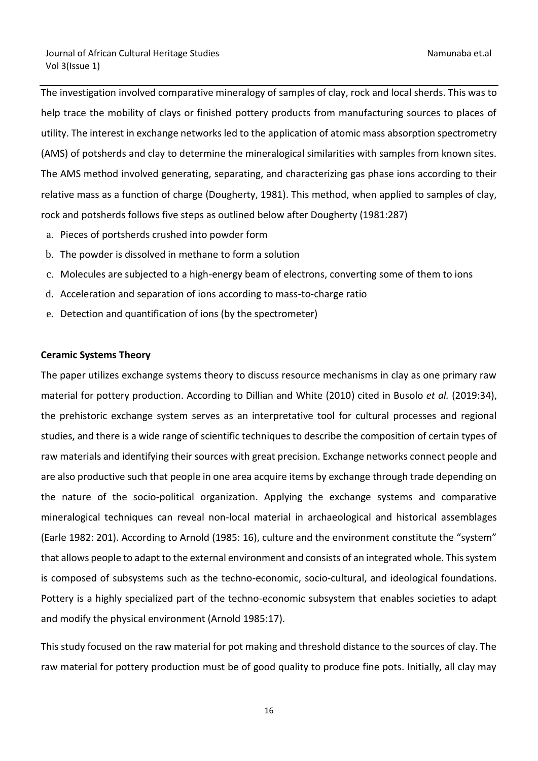The investigation involved comparative mineralogy of samples of clay, rock and local sherds. This was to help trace the mobility of clays or finished pottery products from manufacturing sources to places of utility. The interest in exchange networks led to the application of atomic mass absorption spectrometry (AMS) of potsherds and clay to determine the mineralogical similarities with samples from known sites. The AMS method involved generating, separating, and characterizing gas phase ions according to their relative mass as a function of charge (Dougherty, 1981). This method, when applied to samples of clay, rock and potsherds follows five steps as outlined below after Dougherty (1981:287)

a. Pieces of portsherds crushed into powder form
b. The powder is dissolved in methane to form a solution
c. Molecules are subjected to a high-energy beam of electrons, converting some of them to ions
d. Acceleration and separation of ions according to mass-to-charge ratio
e. Detection and quantification of ions (by the spectrometer)

**Ceramic Systems Theory**

The paper utilizes exchange systems theory to discuss resource mechanisms in clay as one primary raw material for pottery production. According to Dillian and White (2010) cited in Busolo *et al.* (2019:34), the prehistoric exchange system serves as an interpretative tool for cultural processes and regional studies, and there is a wide range of scientific techniques to describe the composition of certain types of raw materials and identifying their sources with great precision. Exchange networks connect people and are also productive such that people in one area acquire items by exchange through trade depending on the nature of the socio-political organization. Applying the exchange systems and comparative mineralogical techniques can reveal non-local material in archaeological and historical assemblages (Earle 1982: 201). According to Arnold (1985: 16), culture and the environment constitute the "system" that allows people to adapt to the external environment and consists of an integrated whole. This system is composed of subsystems such as the techno-economic, socio-cultural, and ideological foundations. Pottery is a highly specialized part of the techno-economic subsystem that enables societies to adapt and modify the physical environment (Arnold 1985:17).

This study focused on the raw material for pot making and threshold distance to the sources of clay. The raw material for pottery production must be of good quality to produce fine pots. Initially, all clay may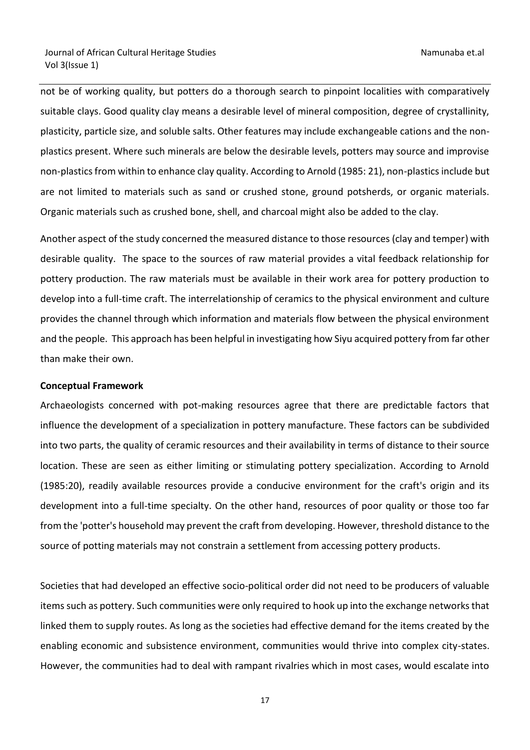not be of working quality, but potters do a thorough search to pinpoint localities with comparatively suitable clays. Good quality clay means a desirable level of mineral composition, degree of crystallinity, plasticity, particle size, and soluble salts. Other features may include exchangeable cations and the non-plastics present. Where such minerals are below the desirable levels, potters may source and improvise non-plastics from within to enhance clay quality. According to Arnold (1985: 21), non-plastics include but are not limited to materials such as sand or crushed stone, ground potsherds, or organic materials. Organic materials such as crushed bone, shell, and charcoal might also be added to the clay.

Another aspect of the study concerned the measured distance to those resources (clay and temper) with desirable quality. The space to the sources of raw material provides a vital feedback relationship for pottery production. The raw materials must be available in their work area for pottery production to develop into a full-time craft. The interrelationship of ceramics to the physical environment and culture provides the channel through which information and materials flow between the physical environment and the people. This approach has been helpful in investigating how Siyu acquired pottery from far other than make their own.

**Conceptual Framework**

Archaeologists concerned with pot-making resources agree that there are predictable factors that influence the development of a specialization in pottery manufacture. These factors can be subdivided into two parts, the quality of ceramic resources and their availability in terms of distance to their source location. These are seen as either limiting or stimulating pottery specialization. According to Arnold (1985:20), readily available resources provide a conducive environment for the craft's origin and its development into a full-time specialty. On the other hand, resources of poor quality or those too far from the 'potter's household may prevent the craft from developing. However, threshold distance to the source of potting materials may not constrain a settlement from accessing pottery products.

Societies that had developed an effective socio-political order did not need to be producers of valuable items such as pottery. Such communities were only required to hook up into the exchange networks that linked them to supply routes. As long as the societies had effective demand for the items created by the enabling economic and subsistence environment, communities would thrive into complex city-states. However, the communities had to deal with rampant rivalries which in most cases, would escalate into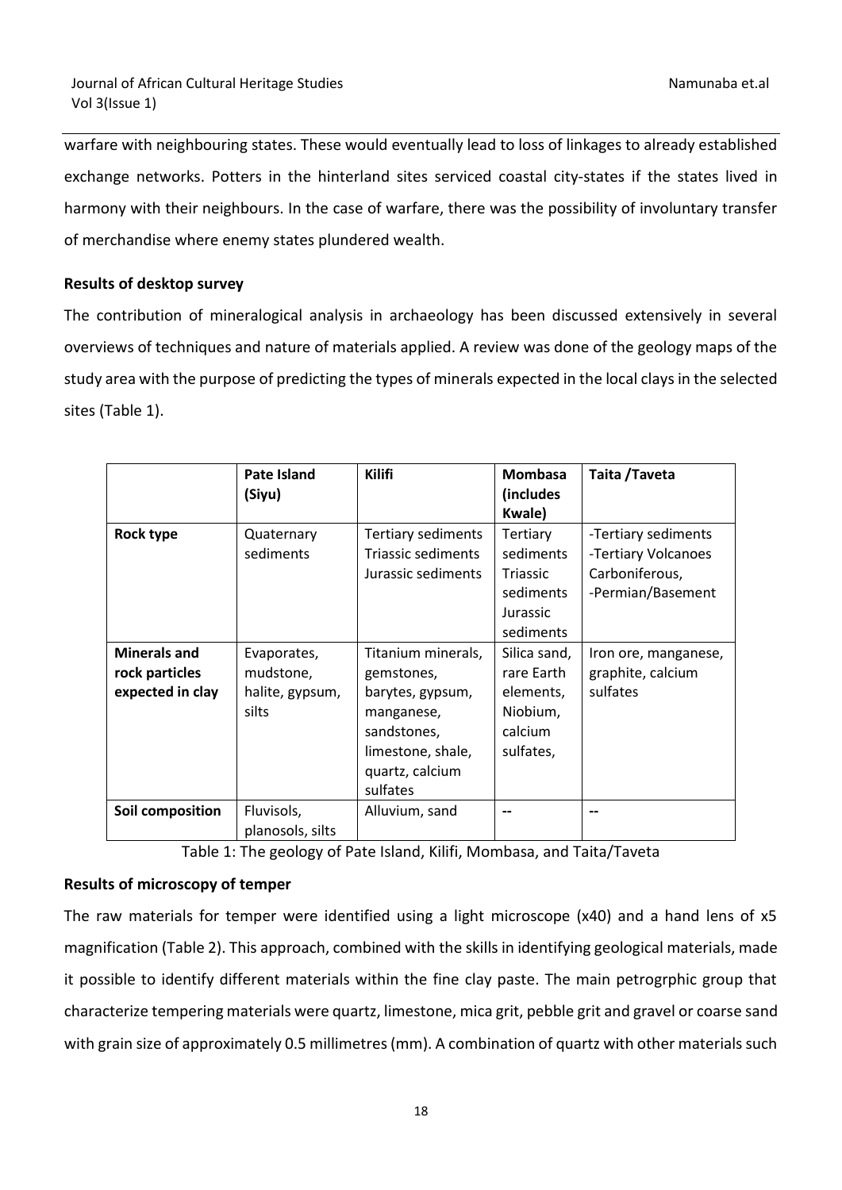warfare with neighbouring states. These would eventually lead to loss of linkages to already established exchange networks. Potters in the hinterland sites serviced coastal city-states if the states lived in harmony with their neighbours. In the case of warfare, there was the possibility of involuntary transfer of merchandise where enemy states plundered wealth.

**Results of desktop survey**

The contribution of mineralogical analysis in archaeology has been discussed extensively in several overviews of techniques and nature of materials applied. A review was done of the geology maps of the study area with the purpose of predicting the types of minerals expected in the local clays in the selected sites (Table 1).

| | Pate Island (Siyu) | Kilifi | Mombasa (includes Kwale) | Taita /Taveta |
|---|---|---|---|---|
| **Rock type** | Quaternary sediments | Tertiary sediments Triassic sediments Jurassic sediments | Tertiary sediments Triassic sediments Jurassic sediments | -Tertiary sediments -Tertiary Volcanoes Carboniferous, -Permian/Basement |
| **Minerals and rock particles expected in clay** | Evaporates, mudstone, halite, gypsum, silts | Titanium minerals, gemstones, barytes, gypsum, manganese, sandstones, limestone, shale, quartz, calcium sulfates | Silica sand, rare Earth elements, Niobium, calcium sulfates, | Iron ore, manganese, graphite, calcium sulfates |
| **Soil composition** | Fluvisols, planosols, silts | Alluvium, sand | -- | -- |

Table 1: The geology of Pate Island, Kilifi, Mombasa, and Taita/Taveta

**Results of microscopy of temper**

The raw materials for temper were identified using a light microscope (x40) and a hand lens of x5 magnification (Table 2). This approach, combined with the skills in identifying geological materials, made it possible to identify different materials within the fine clay paste. The main petrogrphic group that characterize tempering materials were quartz, limestone, mica grit, pebble grit and gravel or coarse sand with grain size of approximately 0.5 millimetres (mm). A combination of quartz with other materials such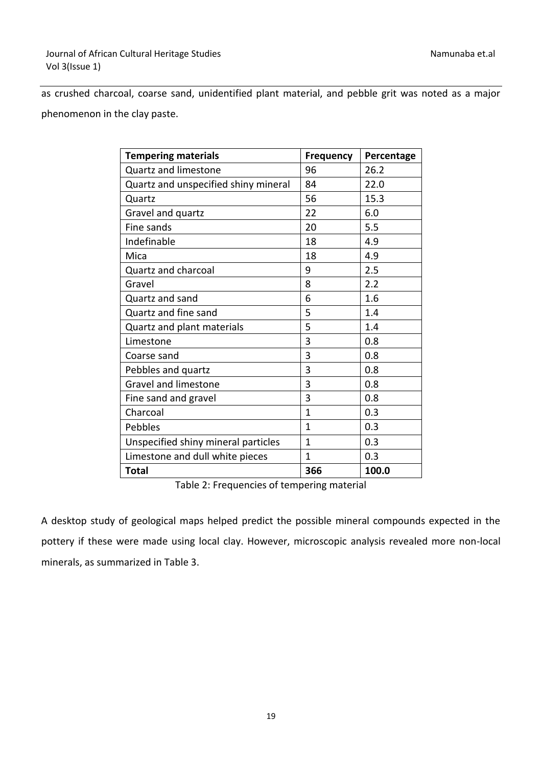as crushed charcoal, coarse sand, unidentified plant material, and pebble grit was noted as a major phenomenon in the clay paste.

| **Tempering materials** | **Frequency** | **Percentage** |
|---|---|---|
| Quartz and limestone | 96 | 26.2 |
| Quartz and unspecified shiny mineral | 84 | 22.0 |
| Quartz | 56 | 15.3 |
| Gravel and quartz | 22 | 6.0 |
| Fine sands | 20 | 5.5 |
| Indefinable | 18 | 4.9 |
| Mica | 18 | 4.9 |
| Quartz and charcoal | 9 | 2.5 |
| Gravel | 8 | 2.2 |
| Quartz and sand | 6 | 1.6 |
| Quartz and fine sand | 5 | 1.4 |
| Quartz and plant materials | 5 | 1.4 |
| Limestone | 3 | 0.8 |
| Coarse sand | 3 | 0.8 |
| Pebbles and quartz | 3 | 0.8 |
| Gravel and limestone | 3 | 0.8 |
| Fine sand and gravel | 3 | 0.8 |
| Charcoal | 1 | 0.3 |
| Pebbles | 1 | 0.3 |
| Unspecified shiny mineral particles | 1 | 0.3 |
| Limestone and dull white pieces | 1 | 0.3 |
| **Total** | **366** | **100.0** |

Table 2: Frequencies of tempering material

A desktop study of geological maps helped predict the possible mineral compounds expected in the pottery if these were made using local clay. However, microscopic analysis revealed more non-local minerals, as summarized in Table 3.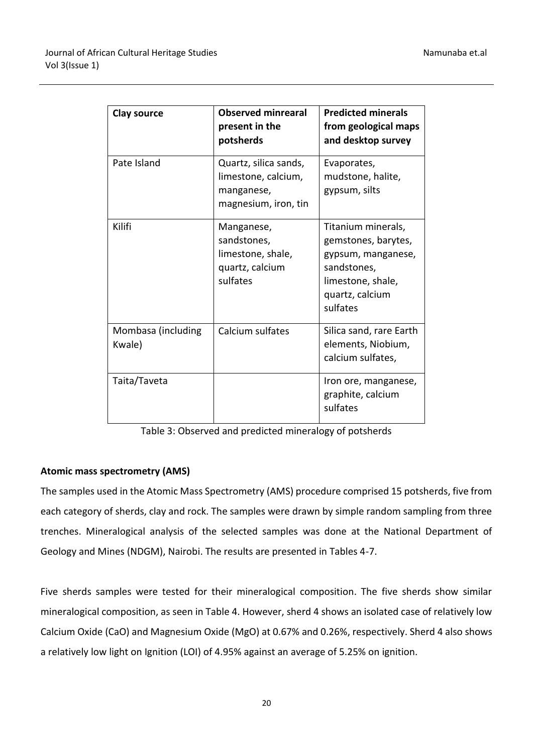| Clay source | Observed minrearal present in the potsherds | Predicted minerals from geological maps and desktop survey |
| --- | --- | --- |
| Pate Island | Quartz, silica sands, limestone, calcium, manganese, magnesium, iron, tin | Evaporates, mudstone, halite, gypsum, silts |
| Kilifi | Manganese, sandstones, limestone, shale, quartz, calcium sulfates | Titanium minerals, gemstones, barytes, gypsum, manganese, sandstones, limestone, shale, quartz, calcium sulfates |
| Mombasa (including Kwale) | Calcium sulfates | Silica sand, rare Earth elements, Niobium, calcium sulfates, |
| Taita/Taveta | | Iron ore, manganese, graphite, calcium sulfates |

Table 3: Observed and predicted mineralogy of potsherds

**Atomic mass spectrometry (AMS)**

The samples used in the Atomic Mass Spectrometry (AMS) procedure comprised 15 potsherds, five from each category of sherds, clay and rock. The samples were drawn by simple random sampling from three trenches. Mineralogical analysis of the selected samples was done at the National Department of Geology and Mines (NDGM), Nairobi. The results are presented in Tables 4-7.

Five sherds samples were tested for their mineralogical composition. The five sherds show similar mineralogical composition, as seen in Table 4. However, sherd 4 shows an isolated case of relatively low Calcium Oxide (CaO) and Magnesium Oxide (MgO) at 0.67% and 0.26%, respectively. Sherd 4 also shows a relatively low light on Ignition (LOI) of 4.95% against an average of 5.25% on ignition.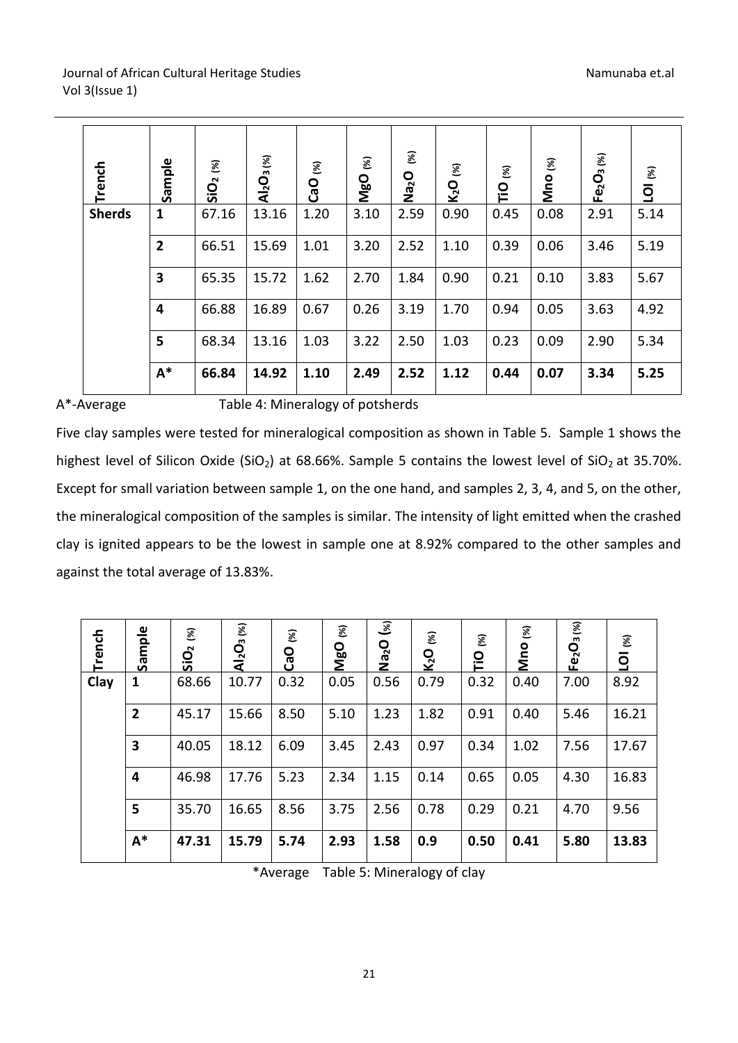| Trench | Sample | $SiO_2$ (%) | $Al_2O_3$ (%) | CaO (%) | MgO (%) | $Na_2O$ (%) | $K_2O$ (%) | TiO (%) | Mno (%) | $Fe_2O_3$ (%) | LOI (%) |
|---|---|---|---|---|---|---|---|---|---|---|---|
| **Sherds** | **1** | 67.16 | 13.16 | 1.20 | 3.10 | 2.59 | 0.90 | 0.45 | 0.08 | 2.91 | 5.14 |
| | **2** | 66.51 | 15.69 | 1.01 | 3.20 | 2.52 | 1.10 | 0.39 | 0.06 | 3.46 | 5.19 |
| | **3** | 65.35 | 15.72 | 1.62 | 2.70 | 1.84 | 0.90 | 0.21 | 0.10 | 3.83 | 5.67 |
| | **4** | 66.88 | 16.89 | 0.67 | 0.26 | 3.19 | 1.70 | 0.94 | 0.05 | 3.63 | 4.92 |
| | **5** | 68.34 | 13.16 | 1.03 | 3.22 | 2.50 | 1.03 | 0.23 | 0.09 | 2.90 | 5.34 |
| | **A*** | **66.84** | **14.92** | **1.10** | **2.49** | **2.52** | **1.12** | **0.44** | **0.07** | **3.34** | **5.25** |

A*-Average Table 4: Mineralogy of potsherds

Five clay samples were tested for mineralogical composition as shown in Table 5. Sample 1 shows the highest level of Silicon Oxide ($SiO_2$) at 68.66%. Sample 5 contains the lowest level of $SiO_2$ at 35.70%. Except for small variation between sample 1, on the one hand, and samples 2, 3, 4, and 5, on the other, the mineralogical composition of the samples is similar. The intensity of light emitted when the crashed clay is ignited appears to be the lowest in sample one at 8.92% compared to the other samples and against the total average of 13.83%.

| Trench | Sample | $SiO_2$ (%) | $Al_2O_3$ (%) | CaO (%) | MgO (%) | $Na_2O$ (%) | $K_2O$ (%) | TiO (%) | Mno (%) | $Fe_2O_3$ (%) | LOI (%) |
|---|---|---|---|---|---|---|---|---|---|---|---|
| **Clay** | **1** | 68.66 | 10.77 | 0.32 | 0.05 | 0.56 | 0.79 | 0.32 | 0.40 | 7.00 | 8.92 |
| | **2** | 45.17 | 15.66 | 8.50 | 5.10 | 1.23 | 1.82 | 0.91 | 0.40 | 5.46 | 16.21 |
| | **3** | 40.05 | 18.12 | 6.09 | 3.45 | 2.43 | 0.97 | 0.34 | 1.02 | 7.56 | 17.67 |
| | **4** | 46.98 | 17.76 | 5.23 | 2.34 | 1.15 | 0.14 | 0.65 | 0.05 | 4.30 | 16.83 |
| | **5** | 35.70 | 16.65 | 8.56 | 3.75 | 2.56 | 0.78 | 0.29 | 0.21 | 4.70 | 9.56 |
| | **A*** | **47.31** | **15.79** | **5.74** | **2.93** | **1.58** | **0.9** | **0.50** | **0.41** | **5.80** | **13.83** |

*Average Table 5: Mineralogy of clay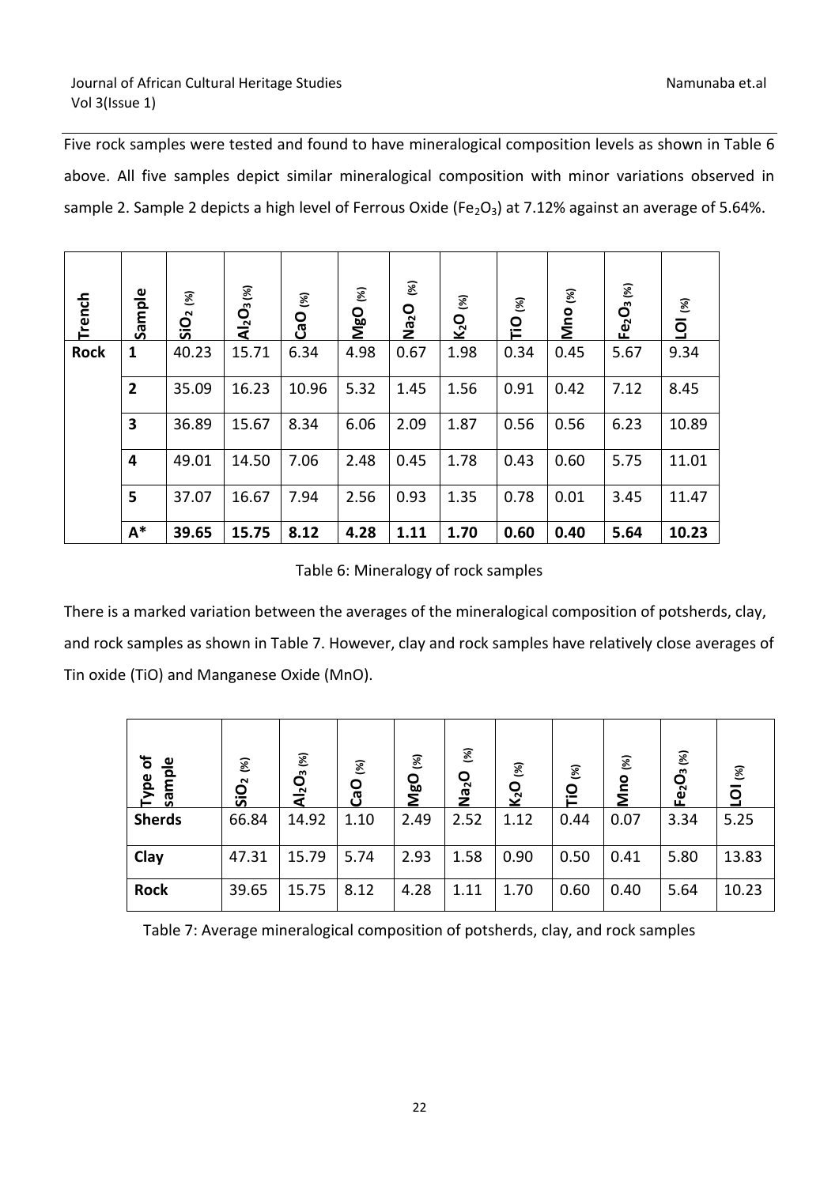Five rock samples were tested and found to have mineralogical composition levels as shown in Table 6 above. All five samples depict similar mineralogical composition with minor variations observed in sample 2. Sample 2 depicts a high level of Ferrous Oxide ($Fe_2O_3$) at 7.12% against an average of 5.64%.

| Trench | Sample | $SiO_2$ (%) | $Al_2O_3$ (%) | CaO (%) | MgO (%) | $Na_2O$ (%) | $K_2O$ (%) | TiO (%) | Mno (%) | $Fe_2O_3$ (%) | LOI (%) |
|---|---|---|---|---|---|---|---|---|---|---|---|
| **Rock** | **1** | 40.23 | 15.71 | 6.34 | 4.98 | 0.67 | 1.98 | 0.34 | 0.45 | 5.67 | 9.34 |
| | **2** | 35.09 | 16.23 | 10.96 | 5.32 | 1.45 | 1.56 | 0.91 | 0.42 | 7.12 | 8.45 |
| | **3** | 36.89 | 15.67 | 8.34 | 6.06 | 2.09 | 1.87 | 0.56 | 0.56 | 6.23 | 10.89 |
| | **4** | 49.01 | 14.50 | 7.06 | 2.48 | 0.45 | 1.78 | 0.43 | 0.60 | 5.75 | 11.01 |
| | **5** | 37.07 | 16.67 | 7.94 | 2.56 | 0.93 | 1.35 | 0.78 | 0.01 | 3.45 | 11.47 |
| | **A*** | **39.65** | **15.75** | **8.12** | **4.28** | **1.11** | **1.70** | **0.60** | **0.40** | **5.64** | **10.23** |

Table 6: Mineralogy of rock samples

There is a marked variation between the averages of the mineralogical composition of potsherds, clay, and rock samples as shown in Table 7. However, clay and rock samples have relatively close averages of Tin oxide (TiO) and Manganese Oxide (MnO).

| Type of sample | $SiO_2$ (%) | $Al_2O_3$ (%) | CaO (%) | MgO (%) | $Na_2O$ (%) | $K_2O$ (%) | TiO (%) | Mno (%) | $Fe_2O_3$ (%) | LOI (%) |
|---|---|---|---|---|---|---|---|---|---|---|
| **Sherds** | 66.84 | 14.92 | 1.10 | 2.49 | 2.52 | 1.12 | 0.44 | 0.07 | 3.34 | 5.25 |
| **Clay** | 47.31 | 15.79 | 5.74 | 2.93 | 1.58 | 0.90 | 0.50 | 0.41 | 5.80 | 13.83 |
| **Rock** | 39.65 | 15.75 | 8.12 | 4.28 | 1.11 | 1.70 | 0.60 | 0.40 | 5.64 | 10.23 |

Table 7: Average mineralogical composition of potsherds, clay, and rock samples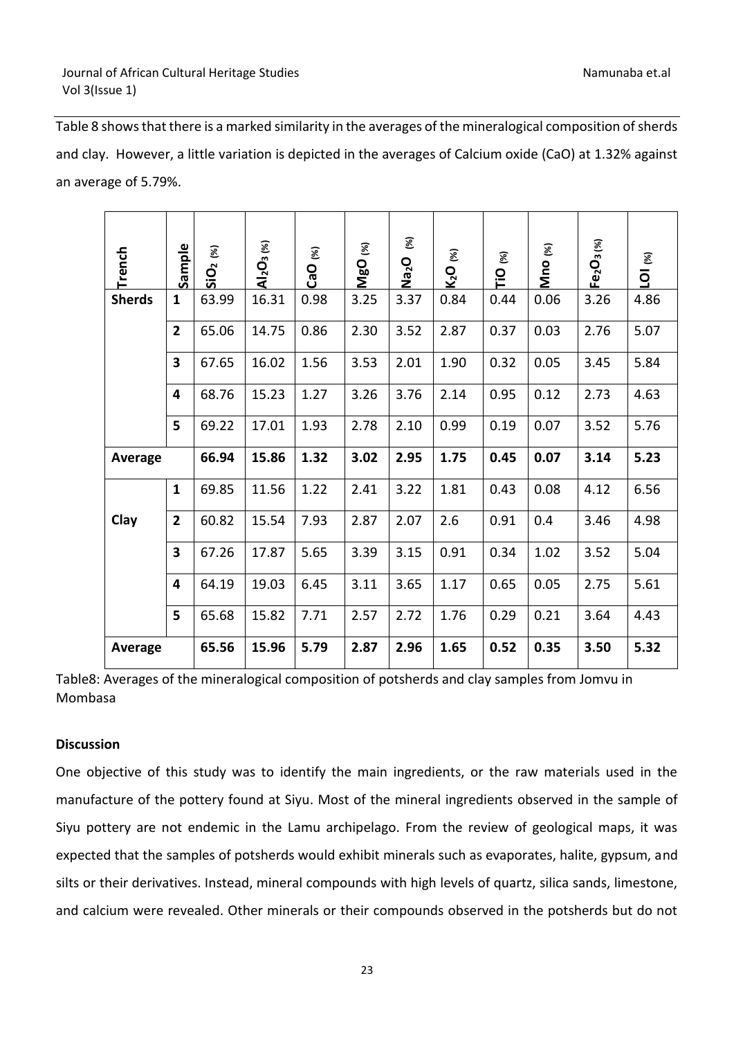Table 8 shows that there is a marked similarity in the averages of the mineralogical composition of sherds and clay. However, a little variation is depicted in the averages of Calcium oxide (CaO) at 1.32% against an average of 5.79%.

| Trench | Sample | $SiO_2$ (%) | $Al_2O_3$ (%) | CaO (%) | MgO (%) | $Na_2O$ (%) | $K_2O$ (%) | TiO (%) | Mno (%) | $Fe_2O_3$ (%) | LOI (%) |
|---|---|---|---|---|---|---|---|---|---|---|---|
| **Sherds** | **1** | 63.99 | 16.31 | 0.98 | 3.25 | 3.37 | 0.84 | 0.44 | 0.06 | 3.26 | 4.86 |
| | **2** | 65.06 | 14.75 | 0.86 | 2.30 | 3.52 | 2.87 | 0.37 | 0.03 | 2.76 | 5.07 |
| | **3** | 67.65 | 16.02 | 1.56 | 3.53 | 2.01 | 1.90 | 0.32 | 0.05 | 3.45 | 5.84 |
| | **4** | 68.76 | 15.23 | 1.27 | 3.26 | 3.76 | 2.14 | 0.95 | 0.12 | 2.73 | 4.63 |
| | **5** | 69.22 | 17.01 | 1.93 | 2.78 | 2.10 | 0.99 | 0.19 | 0.07 | 3.52 | 5.76 |
| **Average** | | **66.94** | **15.86** | **1.32** | **3.02** | **2.95** | **1.75** | **0.45** | **0.07** | **3.14** | **5.23** |
| | **1** | 69.85 | 11.56 | 1.22 | 2.41 | 3.22 | 1.81 | 0.43 | 0.08 | 4.12 | 6.56 |
| **Clay** | **2** | 60.82 | 15.54 | 7.93 | 2.87 | 2.07 | 2.6 | 0.91 | 0.4 | 3.46 | 4.98 |
| | **3** | 67.26 | 17.87 | 5.65 | 3.39 | 3.15 | 0.91 | 0.34 | 1.02 | 3.52 | 5.04 |
| | **4** | 64.19 | 19.03 | 6.45 | 3.11 | 3.65 | 1.17 | 0.65 | 0.05 | 2.75 | 5.61 |
| | **5** | 65.68 | 15.82 | 7.71 | 2.57 | 2.72 | 1.76 | 0.29 | 0.21 | 3.64 | 4.43 |
| **Average** | | **65.56** | **15.96** | **5.79** | **2.87** | **2.96** | **1.65** | **0.52** | **0.35** | **3.50** | **5.32** |

Table8: Averages of the mineralogical composition of potsherds and clay samples from Jomvu in Mombasa

**Discussion**

One objective of this study was to identify the main ingredients, or the raw materials used in the manufacture of the pottery found at Siyu. Most of the mineral ingredients observed in the sample of Siyu pottery are not endemic in the Lamu archipelago. From the review of geological maps, it was expected that the samples of potsherds would exhibit minerals such as evaporates, halite, gypsum, and silts or their derivatives. Instead, mineral compounds with high levels of quartz, silica sands, limestone, and calcium were revealed. Other minerals or their compounds observed in the potsherds but do not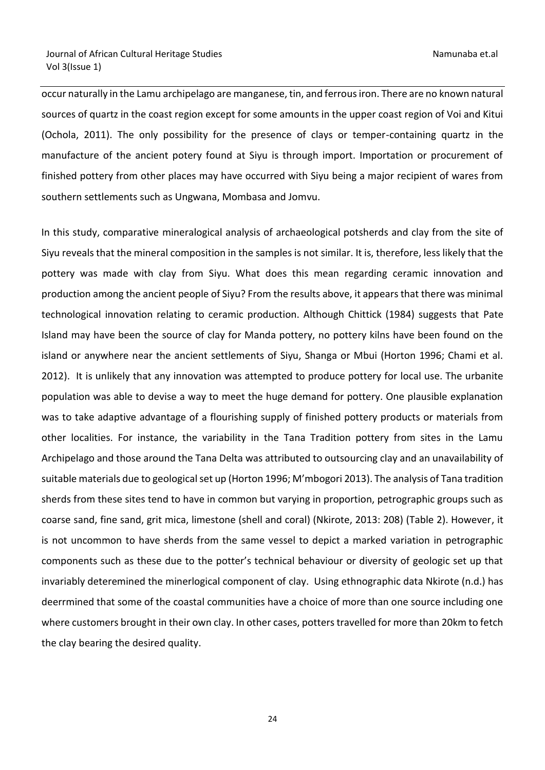occur naturally in the Lamu archipelago are manganese, tin, and ferrous iron. There are no known natural sources of quartz in the coast region except for some amounts in the upper coast region of Voi and Kitui (Ochola, 2011). The only possibility for the presence of clays or temper-containing quartz in the manufacture of the ancient potery found at Siyu is through import. Importation or procurement of finished pottery from other places may have occurred with Siyu being a major recipient of wares from southern settlements such as Ungwana, Mombasa and Jomvu.

In this study, comparative mineralogical analysis of archaeological potsherds and clay from the site of Siyu reveals that the mineral composition in the samples is not similar. It is, therefore, less likely that the pottery was made with clay from Siyu. What does this mean regarding ceramic innovation and production among the ancient people of Siyu? From the results above, it appears that there was minimal technological innovation relating to ceramic production. Although Chittick (1984) suggests that Pate Island may have been the source of clay for Manda pottery, no pottery kilns have been found on the island or anywhere near the ancient settlements of Siyu, Shanga or Mbui (Horton 1996; Chami et al. 2012). It is unlikely that any innovation was attempted to produce pottery for local use. The urbanite population was able to devise a way to meet the huge demand for pottery. One plausible explanation was to take adaptive advantage of a flourishing supply of finished pottery products or materials from other localities. For instance, the variability in the Tana Tradition pottery from sites in the Lamu Archipelago and those around the Tana Delta was attributed to outsourcing clay and an unavailability of suitable materials due to geological set up (Horton 1996; M'mbogori 2013). The analysis of Tana tradition sherds from these sites tend to have in common but varying in proportion, petrographic groups such as coarse sand, fine sand, grit mica, limestone (shell and coral) (Nkirote, 2013: 208) (Table 2). However, it is not uncommon to have sherds from the same vessel to depict a marked variation in petrographic components such as these due to the potter's technical behaviour or diversity of geologic set up that invariably deteremined the minerlogical component of clay. Using ethnographic data Nkirote (n.d.) has deerrmined that some of the coastal communities have a choice of more than one source including one where customers brought in their own clay. In other cases, potters travelled for more than 20km to fetch the clay bearing the desired quality.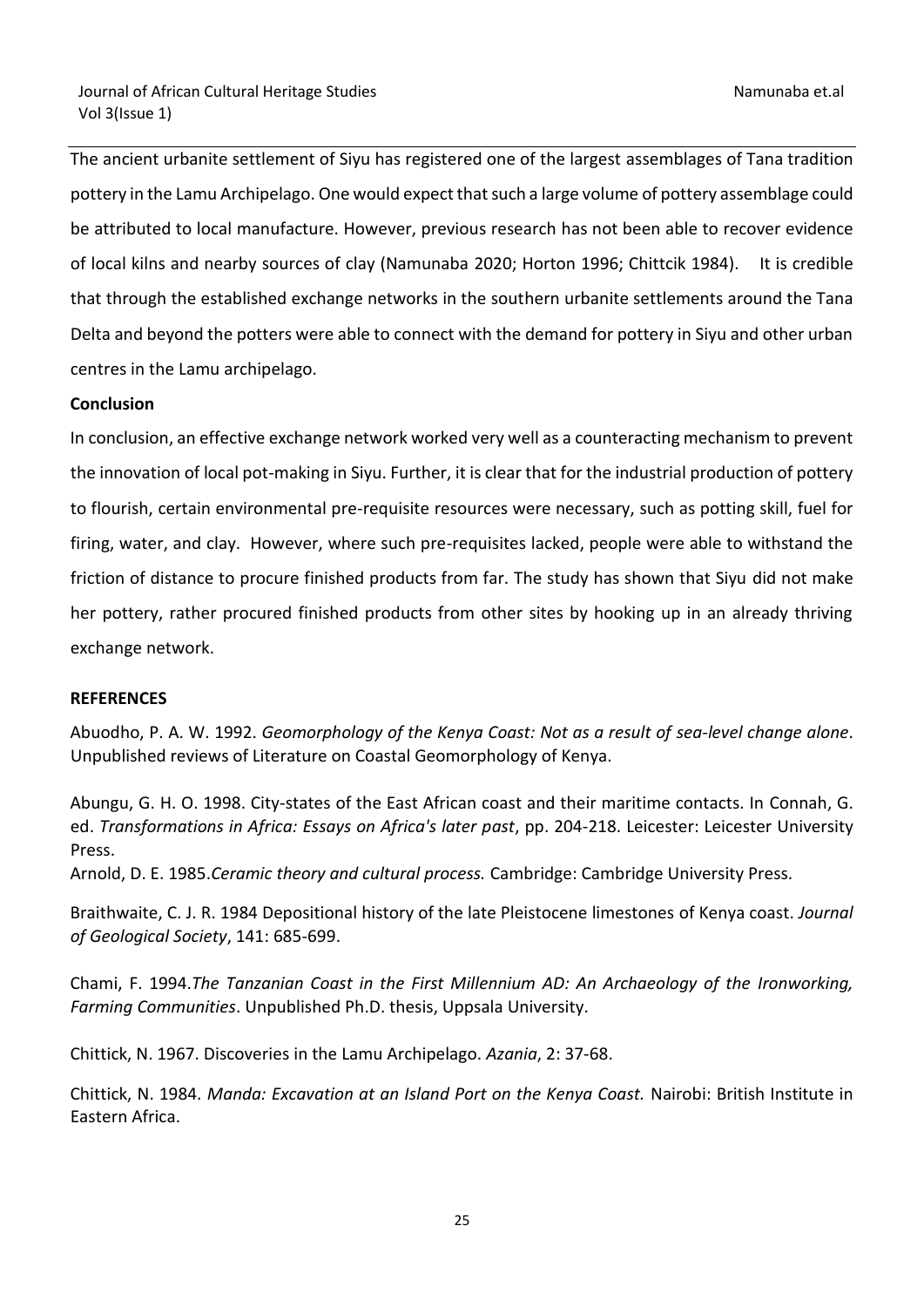The ancient urbanite settlement of Siyu has registered one of the largest assemblages of Tana tradition pottery in the Lamu Archipelago. One would expect that such a large volume of pottery assemblage could be attributed to local manufacture. However, previous research has not been able to recover evidence of local kilns and nearby sources of clay (Namunaba 2020; Horton 1996; Chittcik 1984). It is credible that through the established exchange networks in the southern urbanite settlements around the Tana Delta and beyond the potters were able to connect with the demand for pottery in Siyu and other urban centres in the Lamu archipelago.

**Conclusion**

In conclusion, an effective exchange network worked very well as a counteracting mechanism to prevent the innovation of local pot-making in Siyu. Further, it is clear that for the industrial production of pottery to flourish, certain environmental pre-requisite resources were necessary, such as potting skill, fuel for firing, water, and clay. However, where such pre-requisites lacked, people were able to withstand the friction of distance to procure finished products from far. The study has shown that Siyu did not make her pottery, rather procured finished products from other sites by hooking up in an already thriving exchange network.

**REFERENCES**

Abuodho, P. A. W. 1992. *Geomorphology of the Kenya Coast: Not as a result of sea-level change alone*. Unpublished reviews of Literature on Coastal Geomorphology of Kenya.

Abungu, G. H. O. 1998. City-states of the East African coast and their maritime contacts. In Connah, G. ed. *Transformations in Africa: Essays on Africa's later past*, pp. 204-218. Leicester: Leicester University Press.

Arnold, D. E. 1985.*Ceramic theory and cultural process.* Cambridge: Cambridge University Press.

Braithwaite, C. J. R. 1984 Depositional history of the late Pleistocene limestones of Kenya coast. *Journal of Geological Society*, 141: 685-699.

Chami, F. 1994.*The Tanzanian Coast in the First Millennium AD: An Archaeology of the Ironworking, Farming Communities*. Unpublished Ph.D. thesis, Uppsala University.

Chittick, N. 1967. Discoveries in the Lamu Archipelago. *Azania*, 2: 37-68.

Chittick, N. 1984. *Manda: Excavation at an Island Port on the Kenya Coast.* Nairobi: British Institute in Eastern Africa.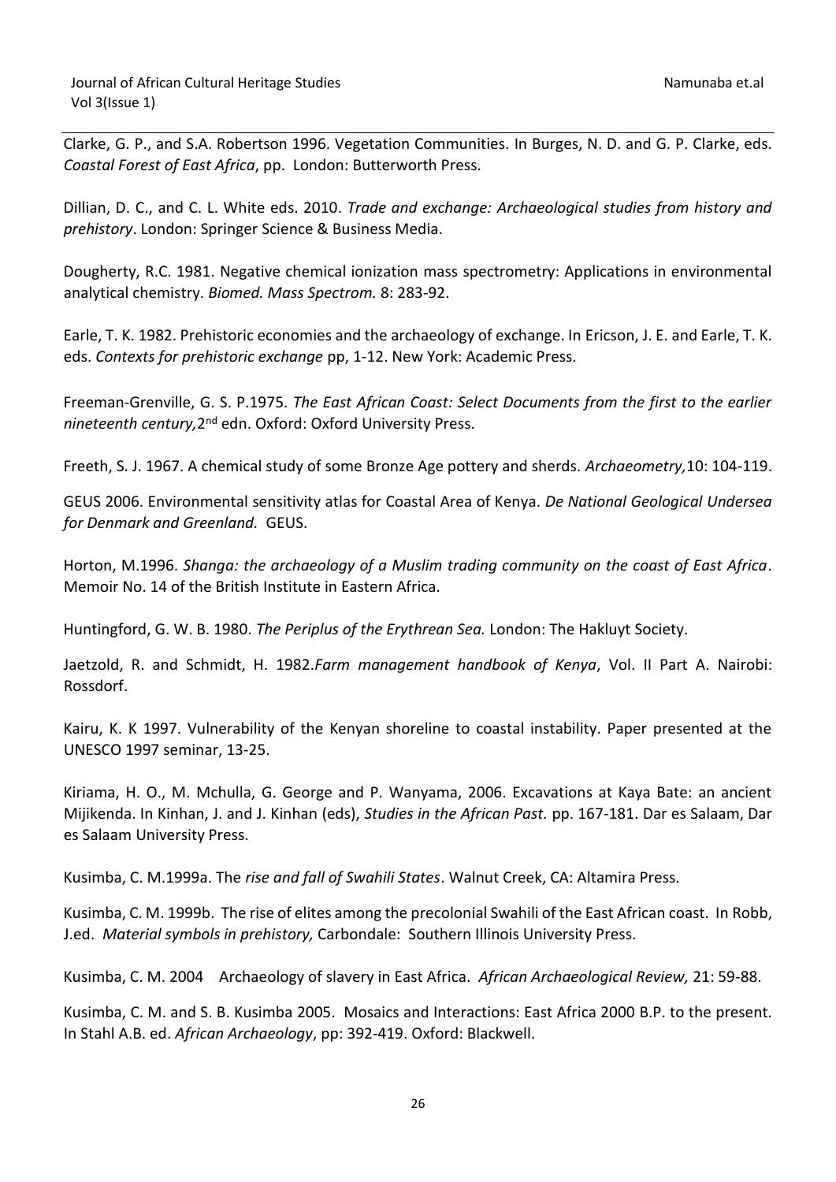Clarke, G. P., and S.A. Robertson 1996. Vegetation Communities. In Burges, N. D. and G. P. Clarke, eds. *Coastal Forest of East Africa*, pp. London: Butterworth Press.

Dillian, D. C., and C. L. White eds. 2010. *Trade and exchange: Archaeological studies from history and prehistory*. London: Springer Science & Business Media.

Dougherty, R.C. 1981. Negative chemical ionization mass spectrometry: Applications in environmental analytical chemistry. *Biomed. Mass Spectrom.* 8: 283-92.

Earle, T. K. 1982. Prehistoric economies and the archaeology of exchange. In Ericson, J. E. and Earle, T. K. eds. *Contexts for prehistoric exchange* pp, 1-12. New York: Academic Press.

Freeman-Grenville, G. S. P.1975. *The East African Coast: Select Documents from the first to the earlier nineteenth century,* 2nd edn. Oxford: Oxford University Press.

Freeth, S. J. 1967. A chemical study of some Bronze Age pottery and sherds. *Archaeometry,*10: 104-119.

GEUS 2006. Environmental sensitivity atlas for Coastal Area of Kenya. *De National Geological Undersea for Denmark and Greenland.* GEUS.

Horton, M.1996. *Shanga: the archaeology of a Muslim trading community on the coast of East Africa*. Memoir No. 14 of the British Institute in Eastern Africa.

Huntingford, G. W. B. 1980. *The Periplus of the Erythrean Sea.* London: The Hakluyt Society.

Jaetzold, R. and Schmidt, H. 1982.*Farm management handbook of Kenya*, Vol. II Part A. Nairobi: Rossdorf.

Kairu, K. K 1997. Vulnerability of the Kenyan shoreline to coastal instability. Paper presented at the UNESCO 1997 seminar, 13-25.

Kiriama, H. O., M. Mchulla, G. George and P. Wanyama, 2006. Excavations at Kaya Bate: an ancient Mijikenda. In Kinhan, J. and J. Kinhan (eds), *Studies in the African Past.* pp. 167-181. Dar es Salaam, Dar es Salaam University Press.

Kusimba, C. M.1999a. The *rise and fall of Swahili States*. Walnut Creek, CA: Altamira Press.

Kusimba, C. M. 1999b. The rise of elites among the precolonial Swahili of the East African coast. In Robb, J.ed. *Material symbols in prehistory,* Carbondale: Southern Illinois University Press.

Kusimba, C. M. 2004 Archaeology of slavery in East Africa. *African Archaeological Review,* 21: 59-88.

Kusimba, C. M. and S. B. Kusimba 2005. Mosaics and Interactions: East Africa 2000 B.P. to the present. In Stahl A.B. ed. *African Archaeology*, pp: 392-419. Oxford: Blackwell.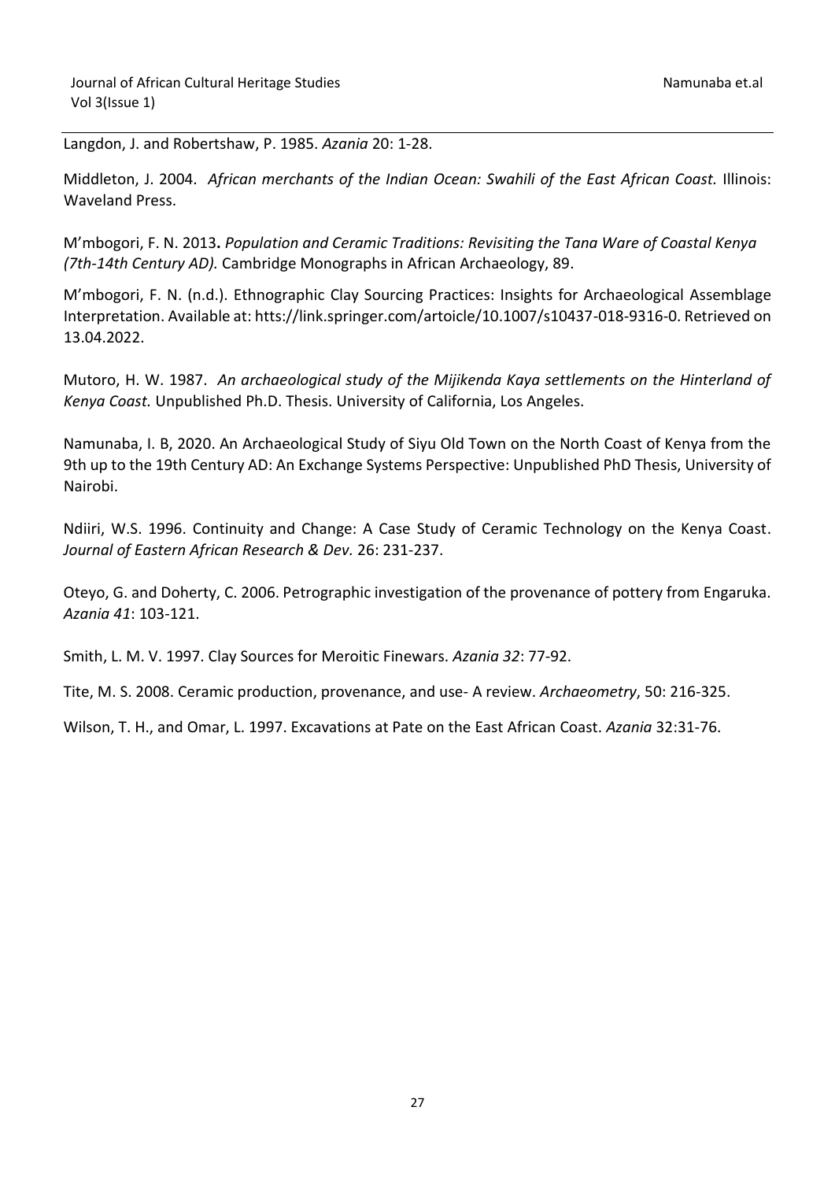Langdon, J. and Robertshaw, P. 1985. *Azania* 20: 1-28.

Middleton, J. 2004. *African merchants of the Indian Ocean: Swahili of the East African Coast.* Illinois: Waveland Press.

M'mbogori, F. N. 2013**.** *Population and Ceramic Traditions: Revisiting the Tana Ware of Coastal Kenya (7th-14th Century AD).* Cambridge Monographs in African Archaeology, 89.

M'mbogori, F. N. (n.d.). Ethnographic Clay Sourcing Practices: Insights for Archaeological Assemblage Interpretation. Available at: htts://link.springer.com/artoicle/10.1007/s10437-018-9316-0. Retrieved on 13.04.2022.

Mutoro, H. W. 1987. *An archaeological study of the Mijikenda Kaya settlements on the Hinterland of Kenya Coast.* Unpublished Ph.D. Thesis. University of California, Los Angeles.

Namunaba, I. B, 2020. An Archaeological Study of Siyu Old Town on the North Coast of Kenya from the 9th up to the 19th Century AD: An Exchange Systems Perspective: Unpublished PhD Thesis, University of Nairobi.

Ndiiri, W.S. 1996. Continuity and Change: A Case Study of Ceramic Technology on the Kenya Coast. *Journal of Eastern African Research & Dev.* 26: 231-237.

Oteyo, G. and Doherty, C. 2006. Petrographic investigation of the provenance of pottery from Engaruka. *Azania 41*: 103-121.

Smith, L. M. V. 1997. Clay Sources for Meroitic Finewars. *Azania 32*: 77-92.

Tite, M. S. 2008. Ceramic production, provenance, and use- A review. *Archaeometry*, 50: 216-325.

Wilson, T. H., and Omar, L. 1997. Excavations at Pate on the East African Coast. *Azania* 32:31-76.